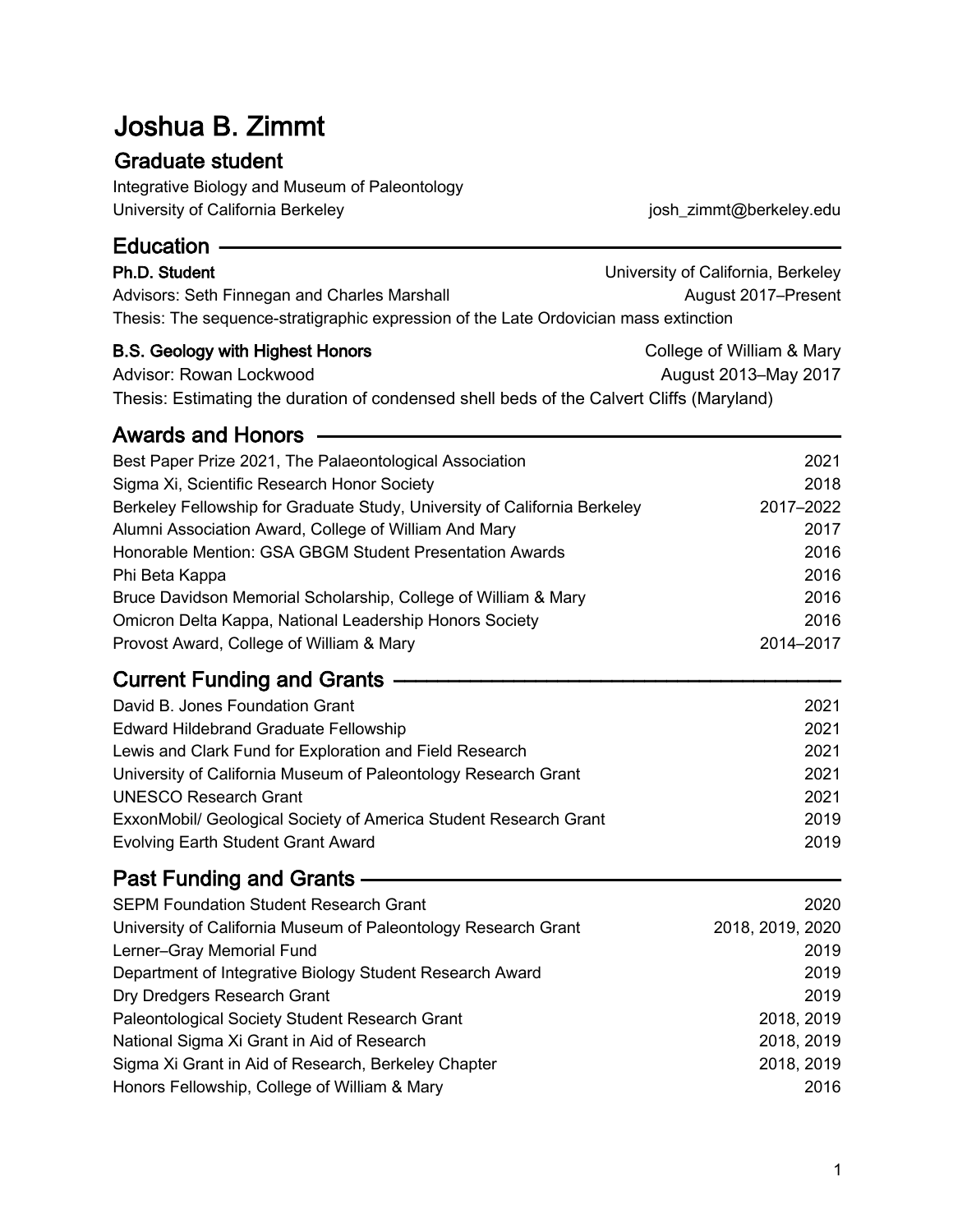# Joshua B. Zimmt

## Graduate student

Integrative Biology and Museum of Paleontology
University of California Berkeley — josh_zimmt@berkeley.edu

## Education

**Ph.D. Student** — University of California, Berkeley
Advisors: Seth Finnegan and Charles Marshall — August 2017–Present
Thesis: The sequence-stratigraphic expression of the Late Ordovician mass extinction

**B.S. Geology with Highest Honors** — College of William & Mary
Advisor: Rowan Lockwood — August 2013–May 2017
Thesis: Estimating the duration of condensed shell beds of the Calvert Cliffs (Maryland)

## Awards and Honors

- Best Paper Prize 2021, The Palaeontological Association — 2021
- Sigma Xi, Scientific Research Honor Society — 2018
- Berkeley Fellowship for Graduate Study, University of California Berkeley — 2017–2022
- Alumni Association Award, College of William And Mary — 2017
- Honorable Mention: GSA GBGM Student Presentation Awards — 2016
- Phi Beta Kappa — 2016
- Bruce Davidson Memorial Scholarship, College of William & Mary — 2016
- Omicron Delta Kappa, National Leadership Honors Society — 2016
- Provost Award, College of William & Mary — 2014–2017

## Current Funding and Grants

- David B. Jones Foundation Grant — 2021
- Edward Hildebrand Graduate Fellowship — 2021
- Lewis and Clark Fund for Exploration and Field Research — 2021
- University of California Museum of Paleontology Research Grant — 2021
- UNESCO Research Grant — 2021
- ExxonMobil/ Geological Society of America Student Research Grant — 2019
- Evolving Earth Student Grant Award — 2019

## Past Funding and Grants

- SEPM Foundation Student Research Grant — 2020
- University of California Museum of Paleontology Research Grant — 2018, 2019, 2020
- Lerner–Gray Memorial Fund — 2019
- Department of Integrative Biology Student Research Award — 2019
- Dry Dredgers Research Grant — 2019
- Paleontological Society Student Research Grant — 2018, 2019
- National Sigma Xi Grant in Aid of Research — 2018, 2019
- Sigma Xi Grant in Aid of Research, Berkeley Chapter — 2018, 2019
- Honors Fellowship, College of William & Mary — 2016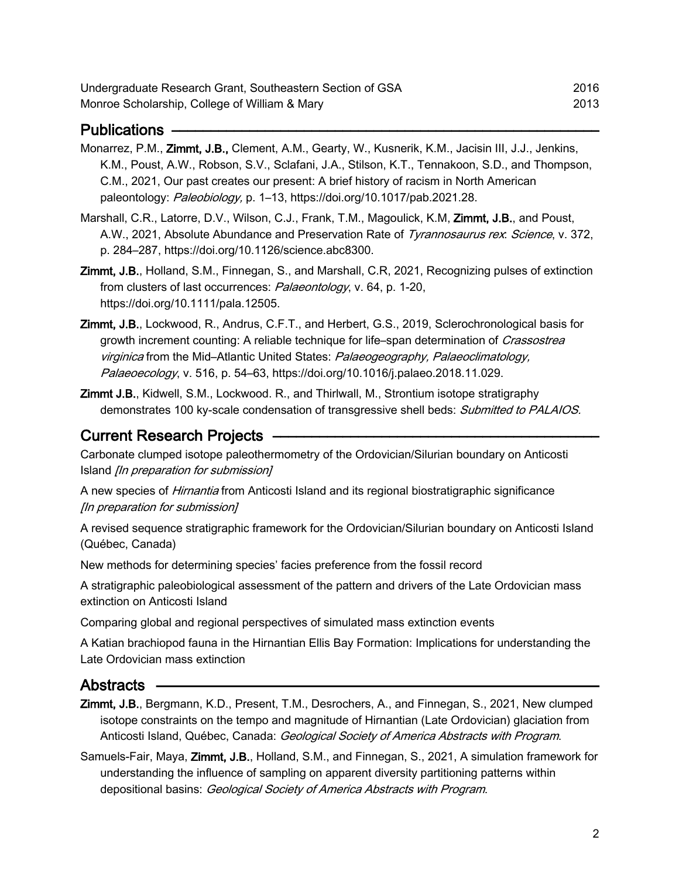Undergraduate Research Grant, Southeastern Section of GSA 2016
Monroe Scholarship, College of William & Mary 2013

## Publications

Monarrez, P.M., **Zimmt, J.B.,** Clement, A.M., Gearty, W., Kusnerik, K.M., Jacisin III, J.J., Jenkins, K.M., Poust, A.W., Robson, S.V., Sclafani, J.A., Stilson, K.T., Tennakoon, S.D., and Thompson, C.M., 2021, Our past creates our present: A brief history of racism in North American paleontology: *Paleobiology,* p. 1–13, https://doi.org/10.1017/pab.2021.28.

Marshall, C.R., Latorre, D.V., Wilson, C.J., Frank, T.M., Magoulick, K.M, **Zimmt, J.B.**, and Poust, A.W., 2021, Absolute Abundance and Preservation Rate of *Tyrannosaurus rex*: *Science*, v. 372, p. 284–287, https://doi.org/10.1126/science.abc8300.

**Zimmt, J.B.**, Holland, S.M., Finnegan, S., and Marshall, C.R, 2021, Recognizing pulses of extinction from clusters of last occurrences: *Palaeontology*, v. 64, p. 1-20, https://doi.org/10.1111/pala.12505.

**Zimmt, J.B.**, Lockwood, R., Andrus, C.F.T., and Herbert, G.S., 2019, Sclerochronological basis for growth increment counting: A reliable technique for life–span determination of *Crassostrea virginica* from the Mid–Atlantic United States: *Palaeogeography, Palaeoclimatology, Palaeoecology*, v. 516, p. 54–63, https://doi.org/10.1016/j.palaeo.2018.11.029.

**Zimmt J.B.**, Kidwell, S.M., Lockwood. R., and Thirlwall, M., Strontium isotope stratigraphy demonstrates 100 ky-scale condensation of transgressive shell beds: *Submitted to PALAIOS.*

## Current Research Projects

Carbonate clumped isotope paleothermometry of the Ordovician/Silurian boundary on Anticosti Island *[In preparation for submission]*

A new species of *Hirnantia* from Anticosti Island and its regional biostratigraphic significance *[In preparation for submission]*

A revised sequence stratigraphic framework for the Ordovician/Silurian boundary on Anticosti Island (Québec, Canada)

New methods for determining species' facies preference from the fossil record

A stratigraphic paleobiological assessment of the pattern and drivers of the Late Ordovician mass extinction on Anticosti Island

Comparing global and regional perspectives of simulated mass extinction events

A Katian brachiopod fauna in the Hirnantian Ellis Bay Formation: Implications for understanding the Late Ordovician mass extinction

## Abstracts

**Zimmt, J.B.**, Bergmann, K.D., Present, T.M., Desrochers, A., and Finnegan, S., 2021, New clumped isotope constraints on the tempo and magnitude of Hirnantian (Late Ordovician) glaciation from Anticosti Island, Québec, Canada: *Geological Society of America Abstracts with Program*.

Samuels-Fair, Maya, **Zimmt, J.B.**, Holland, S.M., and Finnegan, S., 2021, A simulation framework for understanding the influence of sampling on apparent diversity partitioning patterns within depositional basins: *Geological Society of America Abstracts with Program*.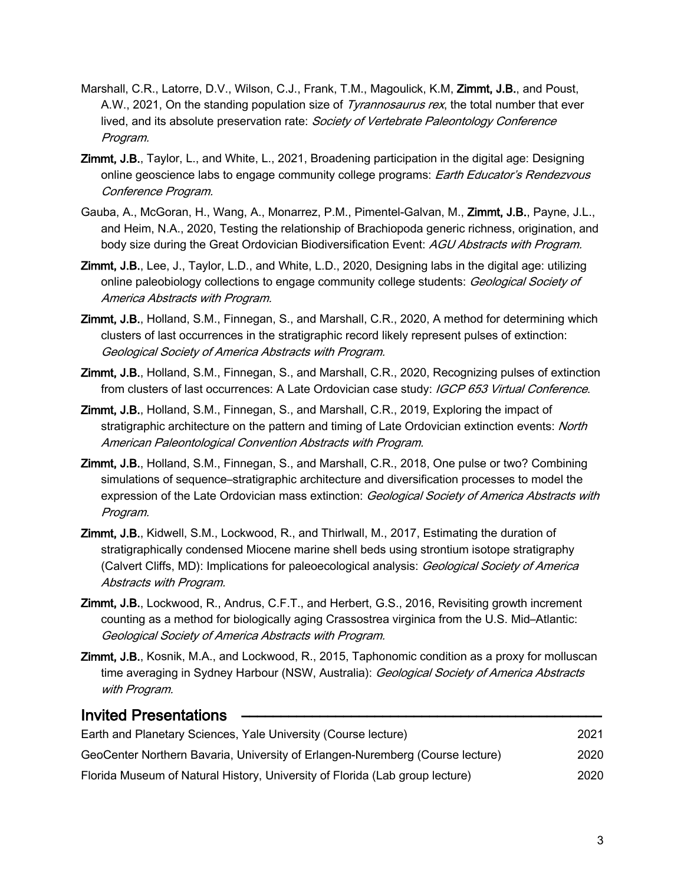Marshall, C.R., Latorre, D.V., Wilson, C.J., Frank, T.M., Magoulick, K.M, **Zimmt, J.B.**, and Poust, A.W., 2021, On the standing population size of *Tyrannosaurus rex*, the total number that ever lived, and its absolute preservation rate: *Society of Vertebrate Paleontology Conference Program.*

**Zimmt, J.B.**, Taylor, L., and White, L., 2021, Broadening participation in the digital age: Designing online geoscience labs to engage community college programs: *Earth Educator's Rendezvous Conference Program.*

Gauba, A., McGoran, H., Wang, A., Monarrez, P.M., Pimentel-Galvan, M., **Zimmt, J.B.**, Payne, J.L., and Heim, N.A., 2020, Testing the relationship of Brachiopoda generic richness, origination, and body size during the Great Ordovician Biodiversification Event: *AGU Abstracts with Program.*

**Zimmt, J.B.**, Lee, J., Taylor, L.D., and White, L.D., 2020, Designing labs in the digital age: utilizing online paleobiology collections to engage community college students: *Geological Society of America Abstracts with Program.*

**Zimmt, J.B.**, Holland, S.M., Finnegan, S., and Marshall, C.R., 2020, A method for determining which clusters of last occurrences in the stratigraphic record likely represent pulses of extinction: *Geological Society of America Abstracts with Program.*

**Zimmt, J.B.**, Holland, S.M., Finnegan, S., and Marshall, C.R., 2020, Recognizing pulses of extinction from clusters of last occurrences: A Late Ordovician case study: *IGCP 653 Virtual Conference*.

**Zimmt, J.B.**, Holland, S.M., Finnegan, S., and Marshall, C.R., 2019, Exploring the impact of stratigraphic architecture on the pattern and timing of Late Ordovician extinction events: *North American Paleontological Convention Abstracts with Program.*

**Zimmt, J.B.**, Holland, S.M., Finnegan, S., and Marshall, C.R., 2018, One pulse or two? Combining simulations of sequence–stratigraphic architecture and diversification processes to model the expression of the Late Ordovician mass extinction: *Geological Society of America Abstracts with Program.*

**Zimmt, J.B.**, Kidwell, S.M., Lockwood, R., and Thirlwall, M., 2017, Estimating the duration of stratigraphically condensed Miocene marine shell beds using strontium isotope stratigraphy (Calvert Cliffs, MD): Implications for paleoecological analysis: *Geological Society of America Abstracts with Program.*

**Zimmt, J.B.**, Lockwood, R., Andrus, C.F.T., and Herbert, G.S., 2016, Revisiting growth increment counting as a method for biologically aging Crassostrea virginica from the U.S. Mid–Atlantic: *Geological Society of America Abstracts with Program.*

**Zimmt, J.B.**, Kosnik, M.A., and Lockwood, R., 2015, Taphonomic condition as a proxy for molluscan time averaging in Sydney Harbour (NSW, Australia): *Geological Society of America Abstracts with Program.*

## Invited Presentations

Earth and Planetary Sciences, Yale University (Course lecture) 2021

GeoCenter Northern Bavaria, University of Erlangen-Nuremberg (Course lecture) 2020

Florida Museum of Natural History, University of Florida (Lab group lecture) 2020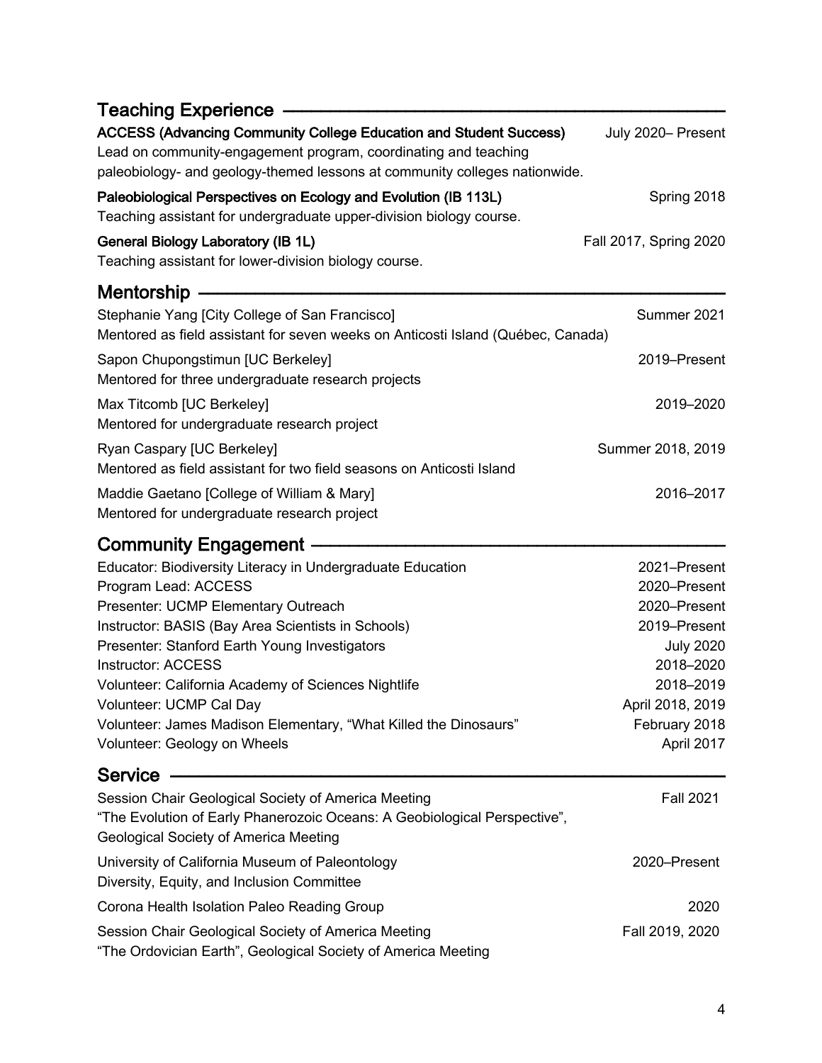## Teaching Experience

**ACCESS (Advancing Community College Education and Student Success)** — July 2020– Present
Lead on community-engagement program, coordinating and teaching paleobiology- and geology-themed lessons at community colleges nationwide.

**Paleobiological Perspectives on Ecology and Evolution (IB 113L)** — Spring 2018
Teaching assistant for undergraduate upper-division biology course.

**General Biology Laboratory (IB 1L)** — Fall 2017, Spring 2020
Teaching assistant for lower-division biology course.

## Mentorship

Stephanie Yang [City College of San Francisco] — Summer 2021
Mentored as field assistant for seven weeks on Anticosti Island (Québec, Canada)

Sapon Chupongstimun [UC Berkeley] — 2019–Present
Mentored for three undergraduate research projects

Max Titcomb [UC Berkeley] — 2019–2020
Mentored for undergraduate research project

Ryan Caspary [UC Berkeley] — Summer 2018, 2019
Mentored as field assistant for two field seasons on Anticosti Island

Maddie Gaetano [College of William & Mary] — 2016–2017
Mentored for undergraduate research project

## Community Engagement

| | |
|---|---|
| Educator: Biodiversity Literacy in Undergraduate Education | 2021–Present |
| Program Lead: ACCESS | 2020–Present |
| Presenter: UCMP Elementary Outreach | 2020–Present |
| Instructor: BASIS (Bay Area Scientists in Schools) | 2019–Present |
| Presenter: Stanford Earth Young Investigators | July 2020 |
| Instructor: ACCESS | 2018–2020 |
| Volunteer: California Academy of Sciences Nightlife | 2018–2019 |
| Volunteer: UCMP Cal Day | April 2018, 2019 |
| Volunteer: James Madison Elementary, "What Killed the Dinosaurs" | February 2018 |
| Volunteer: Geology on Wheels | April 2017 |

## Service

Session Chair Geological Society of America Meeting — Fall 2021
"The Evolution of Early Phanerozoic Oceans: A Geobiological Perspective", Geological Society of America Meeting

University of California Museum of Paleontology — 2020–Present
Diversity, Equity, and Inclusion Committee

Corona Health Isolation Paleo Reading Group — 2020

Session Chair Geological Society of America Meeting — Fall 2019, 2020
"The Ordovician Earth", Geological Society of America Meeting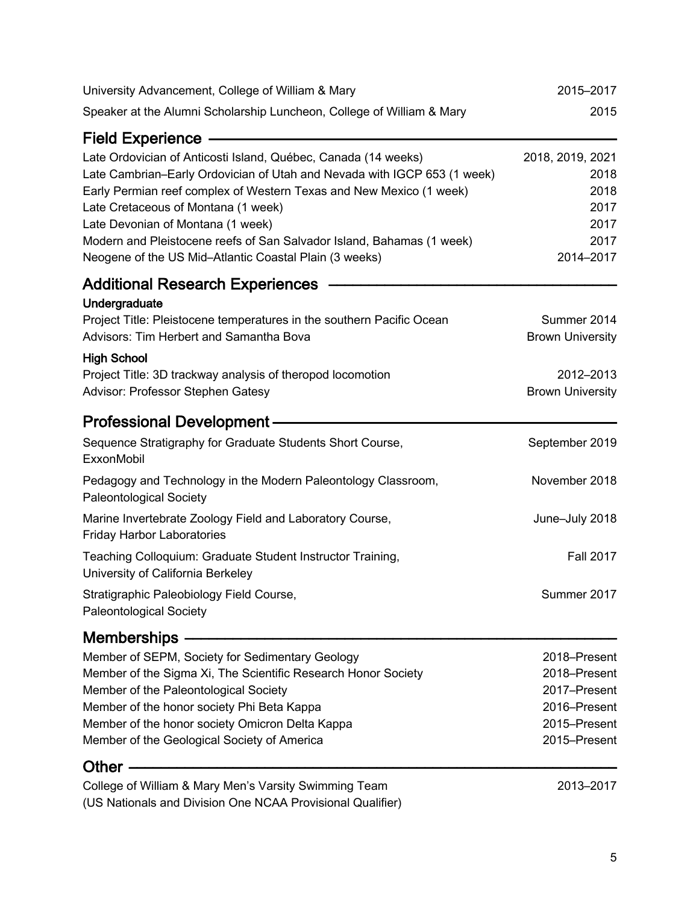University Advancement, College of William & Mary — 2015–2017

Speaker at the Alumni Scholarship Luncheon, College of William & Mary — 2015

## Field Experience

Late Ordovician of Anticosti Island, Québec, Canada (14 weeks) — 2018, 2019, 2021
Late Cambrian–Early Ordovician of Utah and Nevada with IGCP 653 (1 week) — 2018
Early Permian reef complex of Western Texas and New Mexico (1 week) — 2018
Late Cretaceous of Montana (1 week) — 2017
Late Devonian of Montana (1 week) — 2017
Modern and Pleistocene reefs of San Salvador Island, Bahamas (1 week) — 2017
Neogene of the US Mid–Atlantic Coastal Plain (3 weeks) — 2014–2017

## Additional Research Experiences

### Undergraduate

Project Title: Pleistocene temperatures in the southern Pacific Ocean — Summer 2014
Advisors: Tim Herbert and Samantha Bova — Brown University

### High School

Project Title: 3D trackway analysis of theropod locomotion — 2012–2013
Advisor: Professor Stephen Gatesy — Brown University

## Professional Development

Sequence Stratigraphy for Graduate Students Short Course, ExxonMobil — September 2019

Pedagogy and Technology in the Modern Paleontology Classroom, Paleontological Society — November 2018

Marine Invertebrate Zoology Field and Laboratory Course, Friday Harbor Laboratories — June–July 2018

Teaching Colloquium: Graduate Student Instructor Training, University of California Berkeley — Fall 2017

Stratigraphic Paleobiology Field Course, Paleontological Society — Summer 2017

## Memberships

Member of SEPM, Society for Sedimentary Geology — 2018–Present
Member of the Sigma Xi, The Scientific Research Honor Society — 2018–Present
Member of the Paleontological Society — 2017–Present
Member of the honor society Phi Beta Kappa — 2016–Present
Member of the honor society Omicron Delta Kappa — 2015–Present
Member of the Geological Society of America — 2015–Present

## Other

College of William & Mary Men's Varsity Swimming Team (US Nationals and Division One NCAA Provisional Qualifier) — 2013–2017